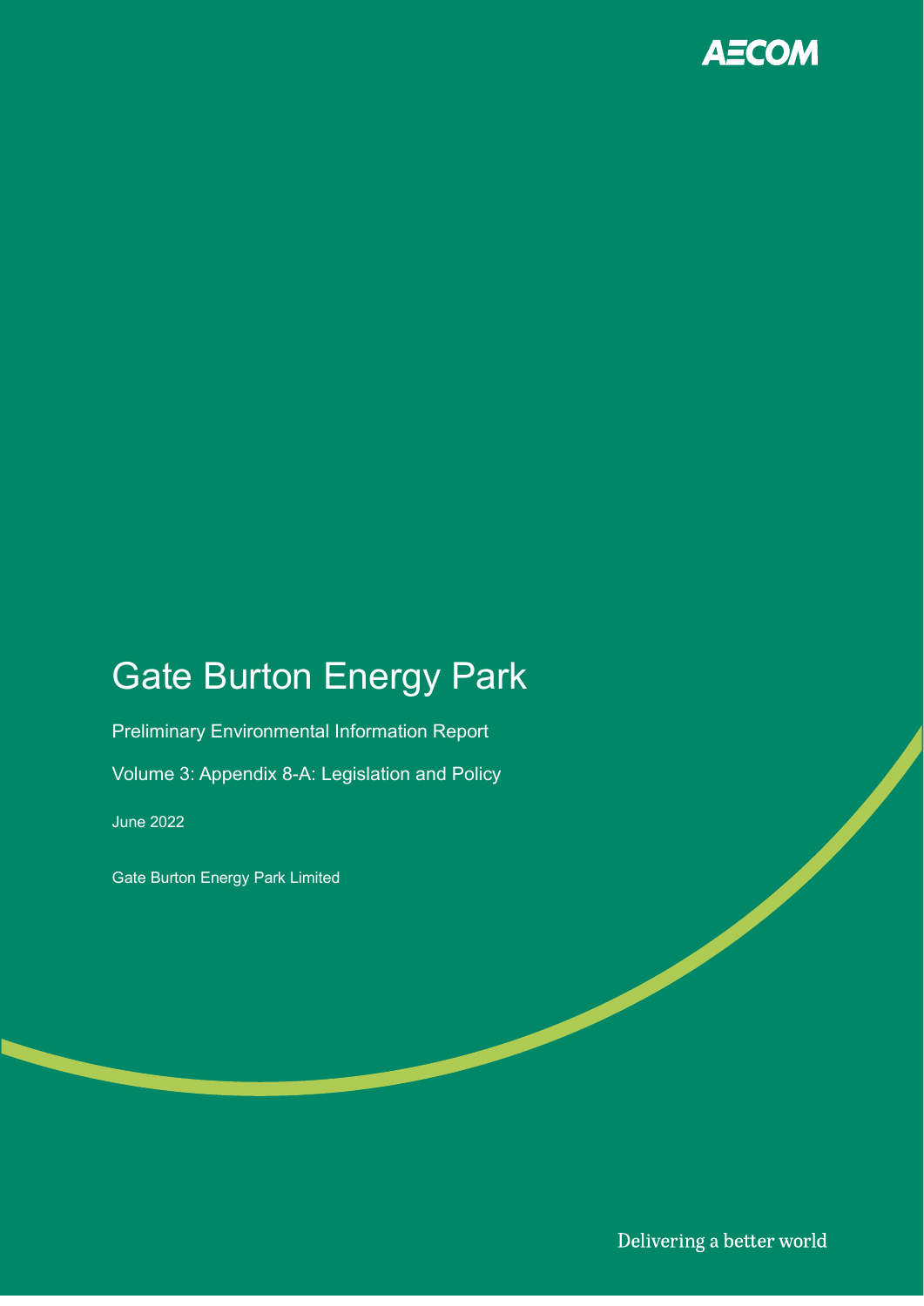AECOM

# Gate Burton Energy Park

Preliminary Environmental Information Report

Volume 3: Appendix 8-A: Legislation and Policy

June 2022

Gate Burton Energy Park Limited

Delivering a better world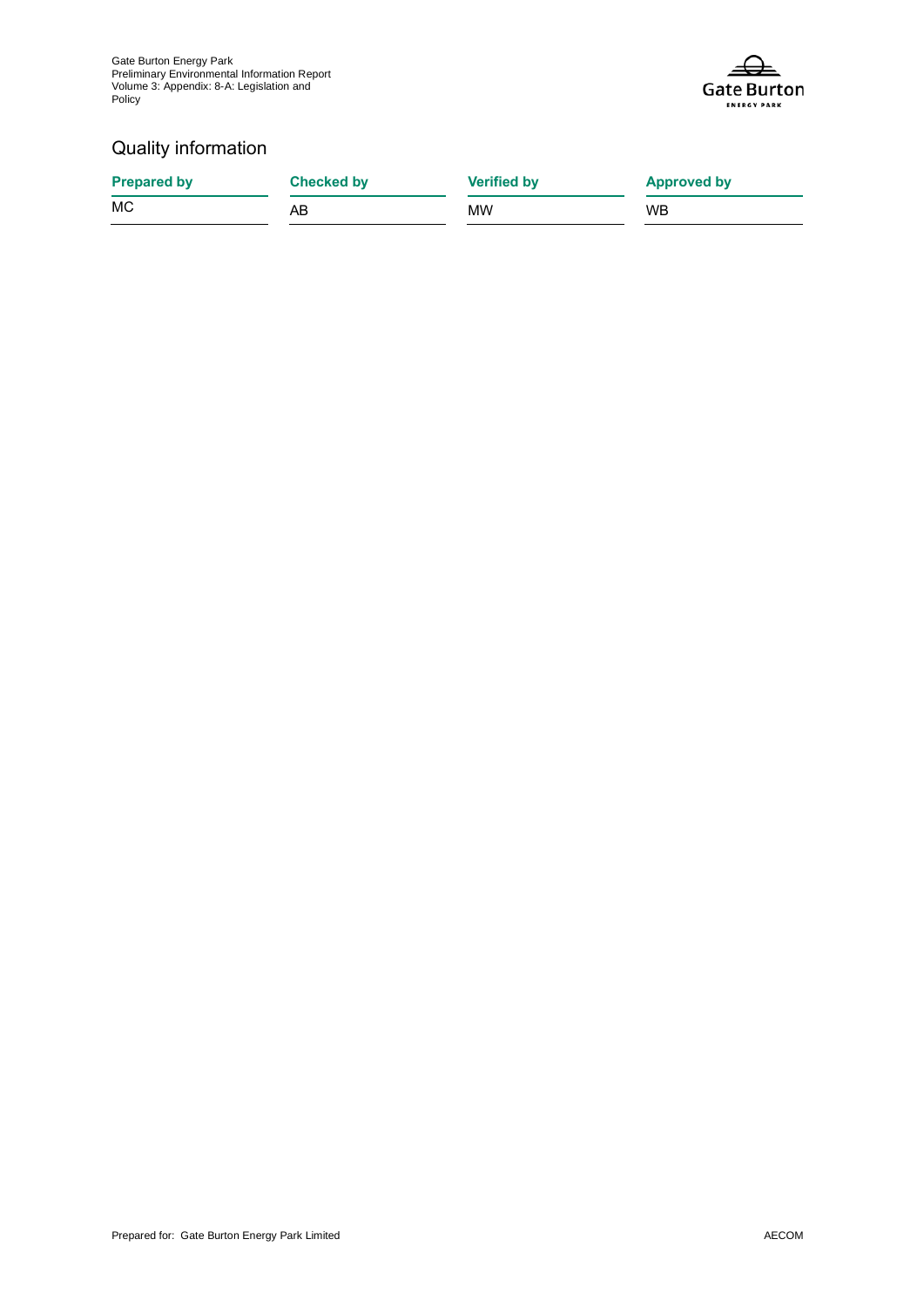## Quality information

| Prepared by | Checked by | Verified by | Approved by |
| --- | --- | --- | --- |
| MC | AB | MW | WB |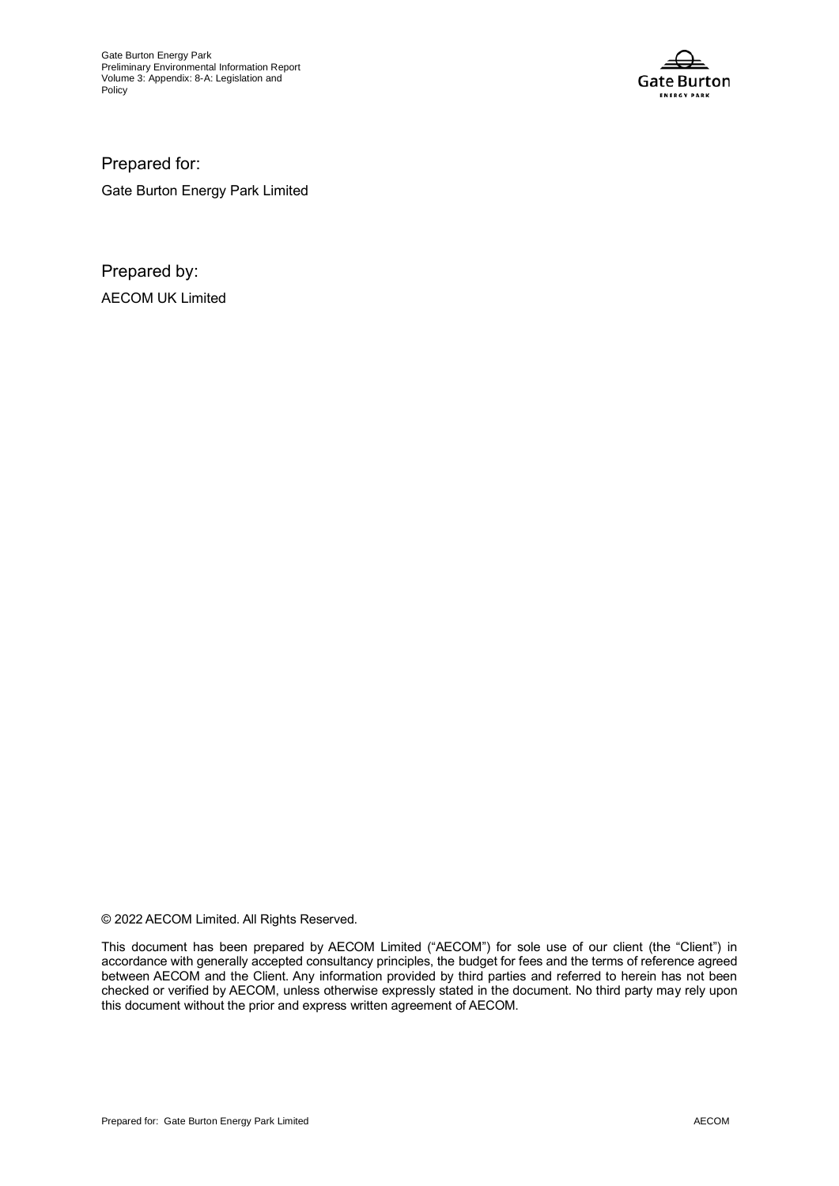Prepared for:

Gate Burton Energy Park Limited

Prepared by:

AECOM UK Limited

© 2022 AECOM Limited. All Rights Reserved.

This document has been prepared by AECOM Limited ("AECOM") for sole use of our client (the "Client") in accordance with generally accepted consultancy principles, the budget for fees and the terms of reference agreed between AECOM and the Client. Any information provided by third parties and referred to herein has not been checked or verified by AECOM, unless otherwise expressly stated in the document. No third party may rely upon this document without the prior and express written agreement of AECOM.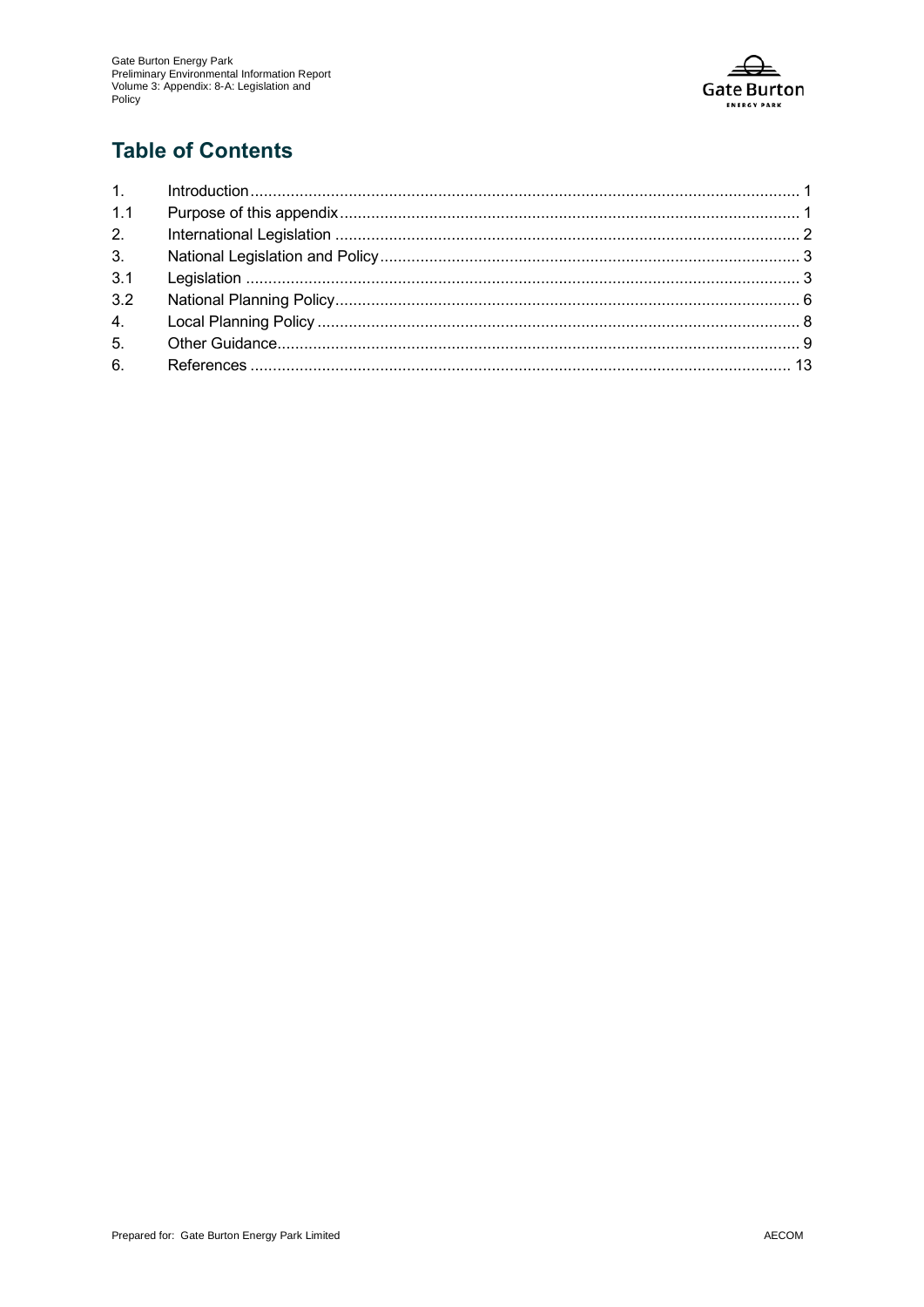## Table of Contents

| | | |
|---|---|---|
| 1. | Introduction | 1 |
| 1.1 | Purpose of this appendix | 1 |
| 2. | International Legislation | 2 |
| 3. | National Legislation and Policy | 3 |
| 3.1 | Legislation | 3 |
| 3.2 | National Planning Policy | 6 |
| 4. | Local Planning Policy | 8 |
| 5. | Other Guidance | 9 |
| 6. | References | 13 |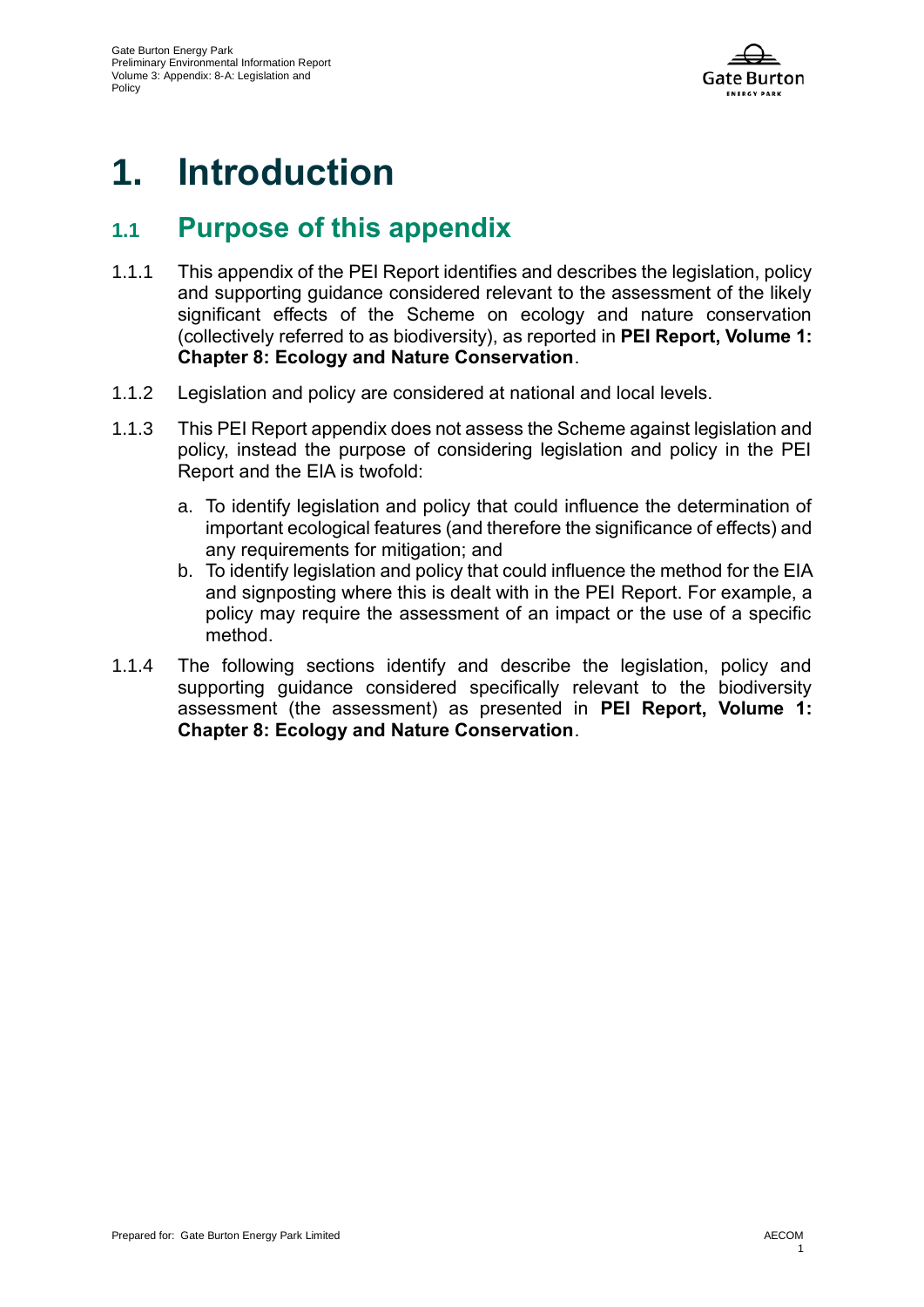# 1. Introduction

## 1.1 Purpose of this appendix

1.1.1 This appendix of the PEI Report identifies and describes the legislation, policy and supporting guidance considered relevant to the assessment of the likely significant effects of the Scheme on ecology and nature conservation (collectively referred to as biodiversity), as reported in **PEI Report, Volume 1: Chapter 8: Ecology and Nature Conservation**.

1.1.2 Legislation and policy are considered at national and local levels.

1.1.3 This PEI Report appendix does not assess the Scheme against legislation and policy, instead the purpose of considering legislation and policy in the PEI Report and the EIA is twofold:

a. To identify legislation and policy that could influence the determination of important ecological features (and therefore the significance of effects) and any requirements for mitigation; and
b. To identify legislation and policy that could influence the method for the EIA and signposting where this is dealt with in the PEI Report. For example, a policy may require the assessment of an impact or the use of a specific method.

1.1.4 The following sections identify and describe the legislation, policy and supporting guidance considered specifically relevant to the biodiversity assessment (the assessment) as presented in **PEI Report, Volume 1: Chapter 8: Ecology and Nature Conservation**.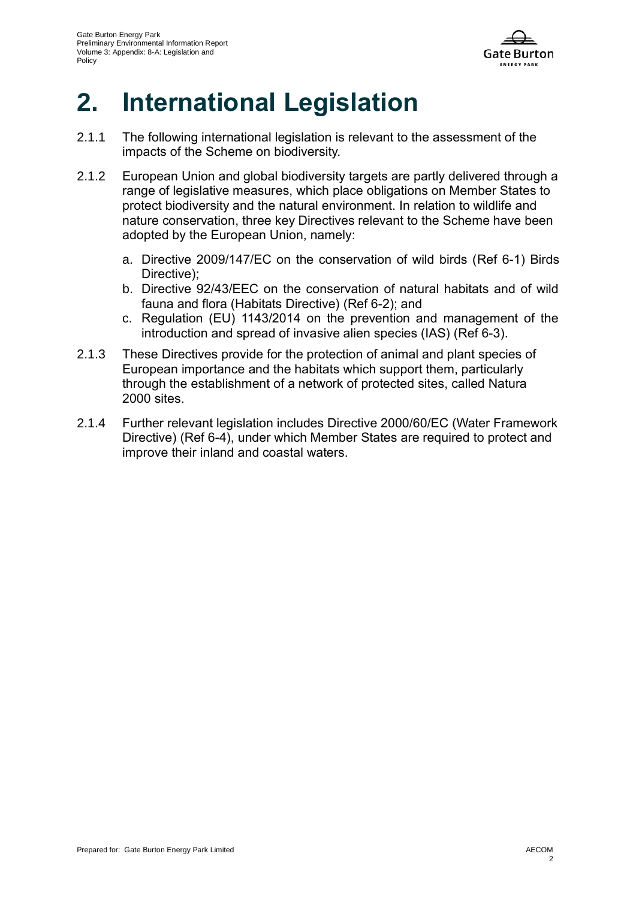# 2. International Legislation

2.1.1 The following international legislation is relevant to the assessment of the impacts of the Scheme on biodiversity.

2.1.2 European Union and global biodiversity targets are partly delivered through a range of legislative measures, which place obligations on Member States to protect biodiversity and the natural environment. In relation to wildlife and nature conservation, three key Directives relevant to the Scheme have been adopted by the European Union, namely:

a. Directive 2009/147/EC on the conservation of wild birds (Ref 6-1) Birds Directive);
b. Directive 92/43/EEC on the conservation of natural habitats and of wild fauna and flora (Habitats Directive) (Ref 6-2); and
c. Regulation (EU) 1143/2014 on the prevention and management of the introduction and spread of invasive alien species (IAS) (Ref 6-3).

2.1.3 These Directives provide for the protection of animal and plant species of European importance and the habitats which support them, particularly through the establishment of a network of protected sites, called Natura 2000 sites.

2.1.4 Further relevant legislation includes Directive 2000/60/EC (Water Framework Directive) (Ref 6-4), under which Member States are required to protect and improve their inland and coastal waters.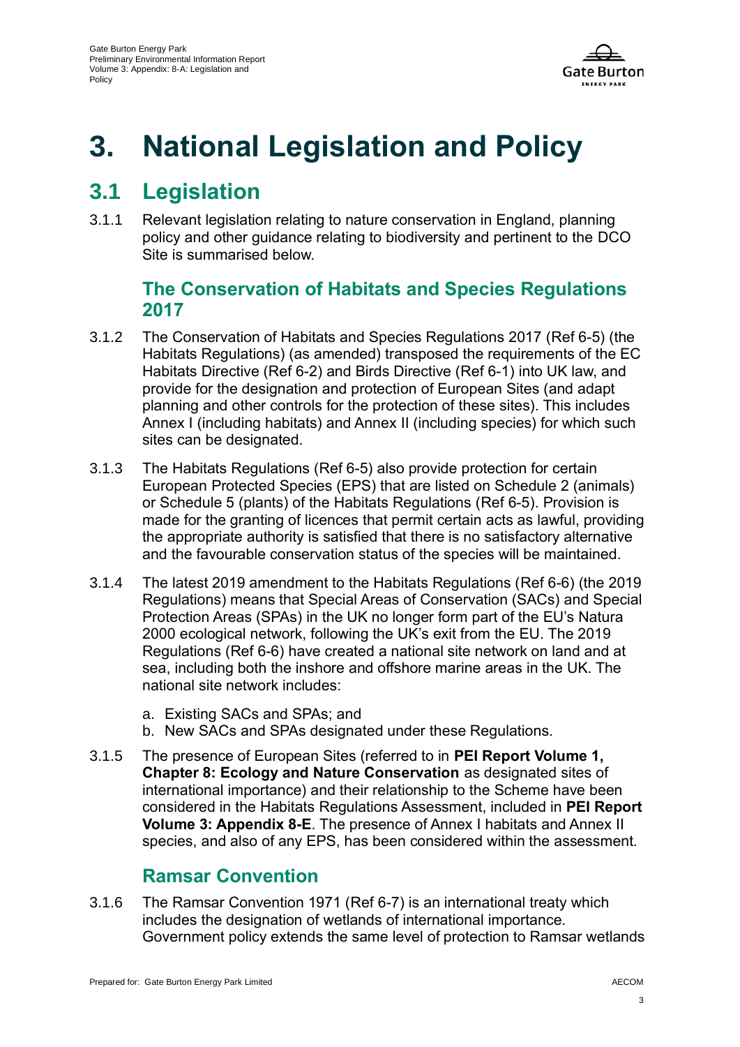# 3. National Legislation and Policy

## 3.1 Legislation

3.1.1 Relevant legislation relating to nature conservation in England, planning policy and other guidance relating to biodiversity and pertinent to the DCO Site is summarised below.

### The Conservation of Habitats and Species Regulations 2017

3.1.2 The Conservation of Habitats and Species Regulations 2017 (Ref 6-5) (the Habitats Regulations) (as amended) transposed the requirements of the EC Habitats Directive (Ref 6-2) and Birds Directive (Ref 6-1) into UK law, and provide for the designation and protection of European Sites (and adapt planning and other controls for the protection of these sites). This includes Annex I (including habitats) and Annex II (including species) for which such sites can be designated.

3.1.3 The Habitats Regulations (Ref 6-5) also provide protection for certain European Protected Species (EPS) that are listed on Schedule 2 (animals) or Schedule 5 (plants) of the Habitats Regulations (Ref 6-5). Provision is made for the granting of licences that permit certain acts as lawful, providing the appropriate authority is satisfied that there is no satisfactory alternative and the favourable conservation status of the species will be maintained.

3.1.4 The latest 2019 amendment to the Habitats Regulations (Ref 6-6) (the 2019 Regulations) means that Special Areas of Conservation (SACs) and Special Protection Areas (SPAs) in the UK no longer form part of the EU's Natura 2000 ecological network, following the UK's exit from the EU. The 2019 Regulations (Ref 6-6) have created a national site network on land and at sea, including both the inshore and offshore marine areas in the UK. The national site network includes:

a. Existing SACs and SPAs; and
b. New SACs and SPAs designated under these Regulations.

3.1.5 The presence of European Sites (referred to in **PEI Report Volume 1, Chapter 8: Ecology and Nature Conservation** as designated sites of international importance) and their relationship to the Scheme have been considered in the Habitats Regulations Assessment, included in **PEI Report Volume 3: Appendix 8-E**. The presence of Annex I habitats and Annex II species, and also of any EPS, has been considered within the assessment.

### Ramsar Convention

3.1.6 The Ramsar Convention 1971 (Ref 6-7) is an international treaty which includes the designation of wetlands of international importance. Government policy extends the same level of protection to Ramsar wetlands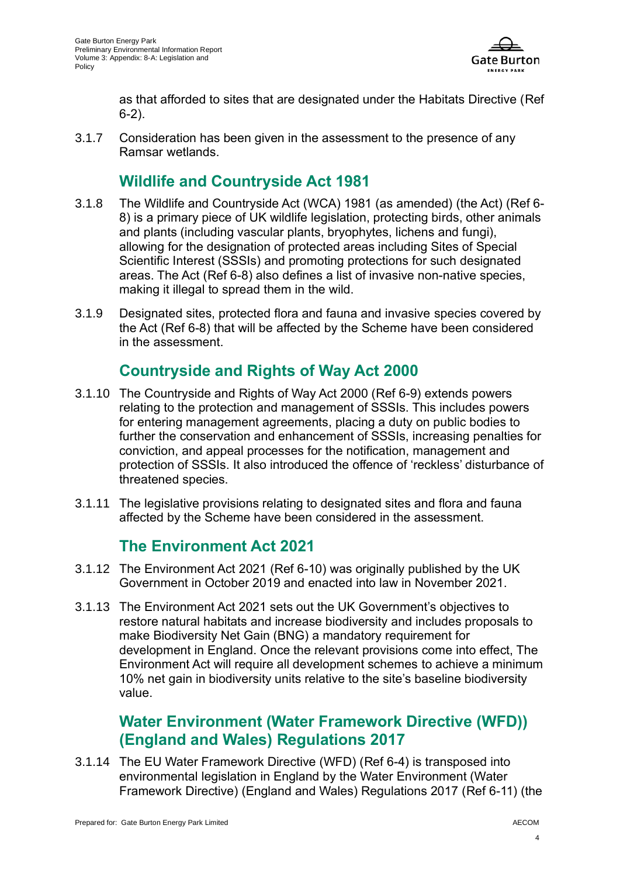as that afforded to sites that are designated under the Habitats Directive (Ref 6-2).

3.1.7 Consideration has been given in the assessment to the presence of any Ramsar wetlands.

## Wildlife and Countryside Act 1981

3.1.8 The Wildlife and Countryside Act (WCA) 1981 (as amended) (the Act) (Ref 6-8) is a primary piece of UK wildlife legislation, protecting birds, other animals and plants (including vascular plants, bryophytes, lichens and fungi), allowing for the designation of protected areas including Sites of Special Scientific Interest (SSSIs) and promoting protections for such designated areas. The Act (Ref 6-8) also defines a list of invasive non-native species, making it illegal to spread them in the wild.

3.1.9 Designated sites, protected flora and fauna and invasive species covered by the Act (Ref 6-8) that will be affected by the Scheme have been considered in the assessment.

## Countryside and Rights of Way Act 2000

3.1.10 The Countryside and Rights of Way Act 2000 (Ref 6-9) extends powers relating to the protection and management of SSSIs. This includes powers for entering management agreements, placing a duty on public bodies to further the conservation and enhancement of SSSIs, increasing penalties for conviction, and appeal processes for the notification, management and protection of SSSIs. It also introduced the offence of 'reckless' disturbance of threatened species.

3.1.11 The legislative provisions relating to designated sites and flora and fauna affected by the Scheme have been considered in the assessment.

## The Environment Act 2021

3.1.12 The Environment Act 2021 (Ref 6-10) was originally published by the UK Government in October 2019 and enacted into law in November 2021.

3.1.13 The Environment Act 2021 sets out the UK Government's objectives to restore natural habitats and increase biodiversity and includes proposals to make Biodiversity Net Gain (BNG) a mandatory requirement for development in England. Once the relevant provisions come into effect, The Environment Act will require all development schemes to achieve a minimum 10% net gain in biodiversity units relative to the site's baseline biodiversity value.

## Water Environment (Water Framework Directive (WFD)) (England and Wales) Regulations 2017

3.1.14 The EU Water Framework Directive (WFD) (Ref 6-4) is transposed into environmental legislation in England by the Water Environment (Water Framework Directive) (England and Wales) Regulations 2017 (Ref 6-11) (the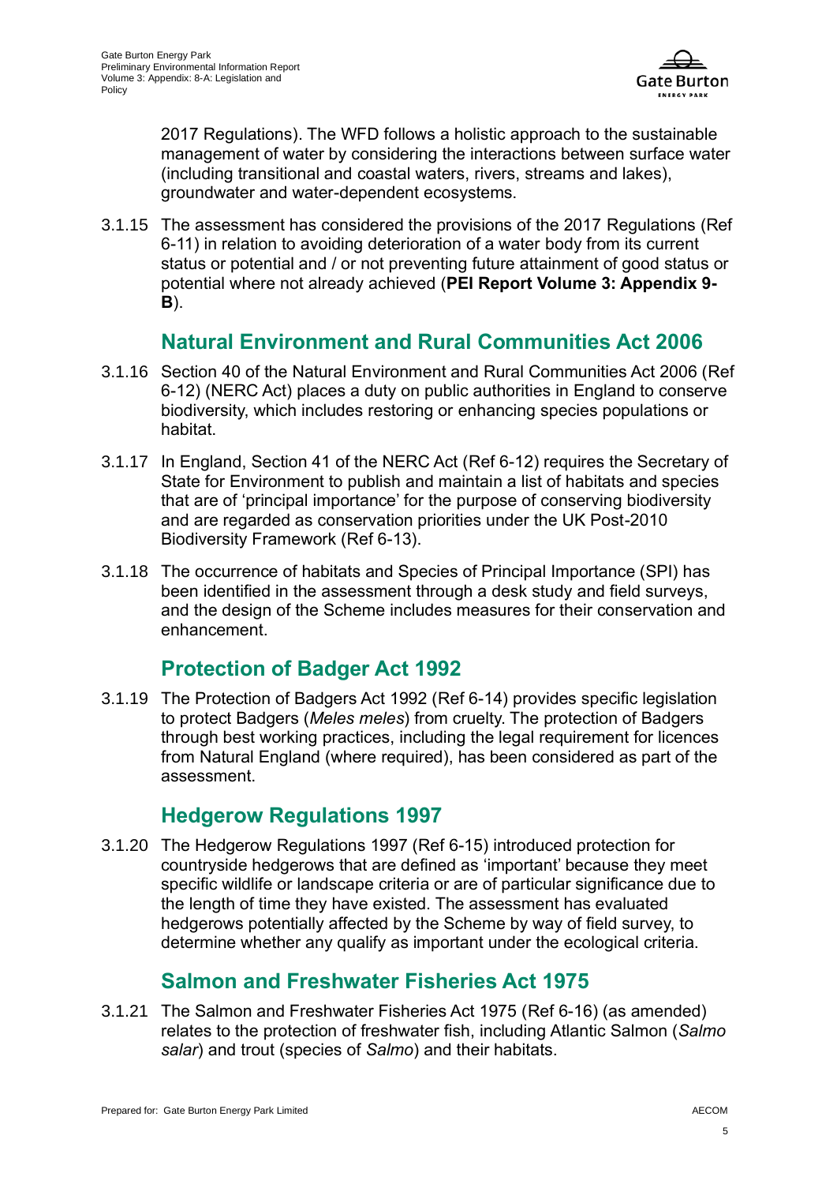2017 Regulations). The WFD follows a holistic approach to the sustainable management of water by considering the interactions between surface water (including transitional and coastal waters, rivers, streams and lakes), groundwater and water-dependent ecosystems.

3.1.15 The assessment has considered the provisions of the 2017 Regulations (Ref 6-11) in relation to avoiding deterioration of a water body from its current status or potential and / or not preventing future attainment of good status or potential where not already achieved (**PEI Report Volume 3: Appendix 9-B**).

## Natural Environment and Rural Communities Act 2006

3.1.16 Section 40 of the Natural Environment and Rural Communities Act 2006 (Ref 6-12) (NERC Act) places a duty on public authorities in England to conserve biodiversity, which includes restoring or enhancing species populations or habitat.

3.1.17 In England, Section 41 of the NERC Act (Ref 6-12) requires the Secretary of State for Environment to publish and maintain a list of habitats and species that are of 'principal importance' for the purpose of conserving biodiversity and are regarded as conservation priorities under the UK Post-2010 Biodiversity Framework (Ref 6-13).

3.1.18 The occurrence of habitats and Species of Principal Importance (SPI) has been identified in the assessment through a desk study and field surveys, and the design of the Scheme includes measures for their conservation and enhancement.

## Protection of Badger Act 1992

3.1.19 The Protection of Badgers Act 1992 (Ref 6-14) provides specific legislation to protect Badgers (*Meles meles*) from cruelty. The protection of Badgers through best working practices, including the legal requirement for licences from Natural England (where required), has been considered as part of the assessment.

## Hedgerow Regulations 1997

3.1.20 The Hedgerow Regulations 1997 (Ref 6-15) introduced protection for countryside hedgerows that are defined as 'important' because they meet specific wildlife or landscape criteria or are of particular significance due to the length of time they have existed. The assessment has evaluated hedgerows potentially affected by the Scheme by way of field survey, to determine whether any qualify as important under the ecological criteria.

## Salmon and Freshwater Fisheries Act 1975

3.1.21 The Salmon and Freshwater Fisheries Act 1975 (Ref 6-16) (as amended) relates to the protection of freshwater fish, including Atlantic Salmon (*Salmo salar*) and trout (species of *Salmo*) and their habitats.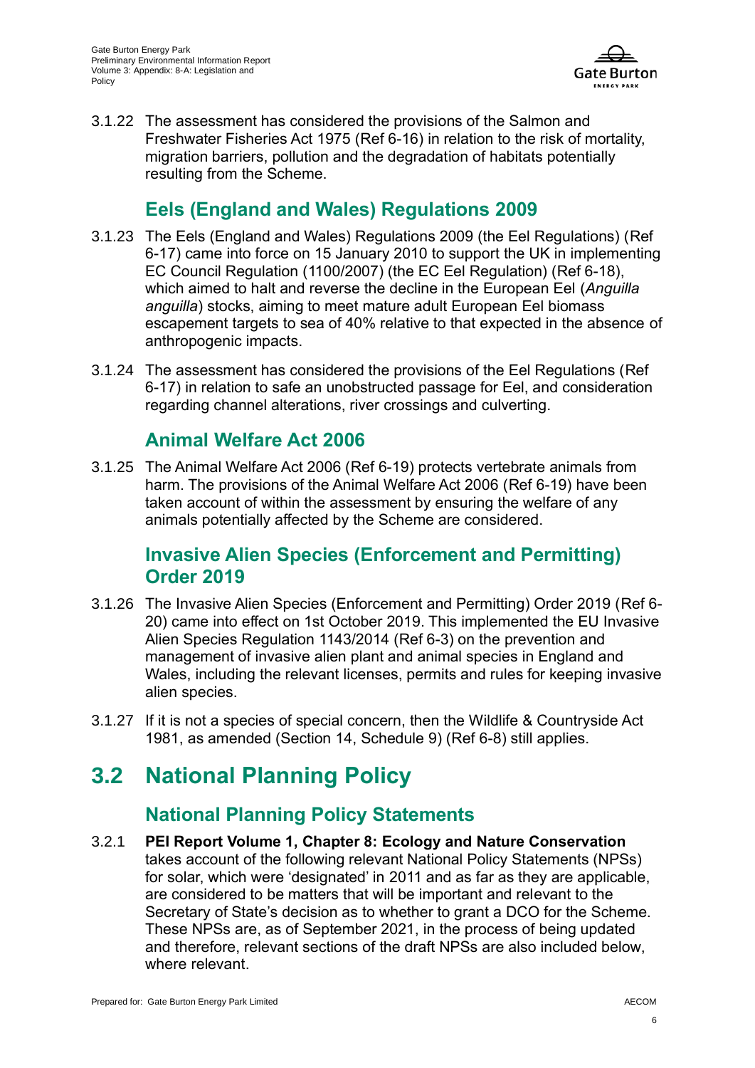3.1.22 The assessment has considered the provisions of the Salmon and Freshwater Fisheries Act 1975 (Ref 6-16) in relation to the risk of mortality, migration barriers, pollution and the degradation of habitats potentially resulting from the Scheme.

### Eels (England and Wales) Regulations 2009

3.1.23 The Eels (England and Wales) Regulations 2009 (the Eel Regulations) (Ref 6-17) came into force on 15 January 2010 to support the UK in implementing EC Council Regulation (1100/2007) (the EC Eel Regulation) (Ref 6-18), which aimed to halt and reverse the decline in the European Eel (*Anguilla anguilla*) stocks, aiming to meet mature adult European Eel biomass escapement targets to sea of 40% relative to that expected in the absence of anthropogenic impacts.

3.1.24 The assessment has considered the provisions of the Eel Regulations (Ref 6-17) in relation to safe an unobstructed passage for Eel, and consideration regarding channel alterations, river crossings and culverting.

### Animal Welfare Act 2006

3.1.25 The Animal Welfare Act 2006 (Ref 6-19) protects vertebrate animals from harm. The provisions of the Animal Welfare Act 2006 (Ref 6-19) have been taken account of within the assessment by ensuring the welfare of any animals potentially affected by the Scheme are considered.

### Invasive Alien Species (Enforcement and Permitting) Order 2019

3.1.26 The Invasive Alien Species (Enforcement and Permitting) Order 2019 (Ref 6-20) came into effect on 1st October 2019. This implemented the EU Invasive Alien Species Regulation 1143/2014 (Ref 6-3) on the prevention and management of invasive alien plant and animal species in England and Wales, including the relevant licenses, permits and rules for keeping invasive alien species.

3.1.27 If it is not a species of special concern, then the Wildlife & Countryside Act 1981, as amended (Section 14, Schedule 9) (Ref 6-8) still applies.

## 3.2 National Planning Policy

### National Planning Policy Statements

3.2.1 **PEI Report Volume 1, Chapter 8: Ecology and Nature Conservation** takes account of the following relevant National Policy Statements (NPSs) for solar, which were 'designated' in 2011 and as far as they are applicable, are considered to be matters that will be important and relevant to the Secretary of State's decision as to whether to grant a DCO for the Scheme. These NPSs are, as of September 2021, in the process of being updated and therefore, relevant sections of the draft NPSs are also included below, where relevant.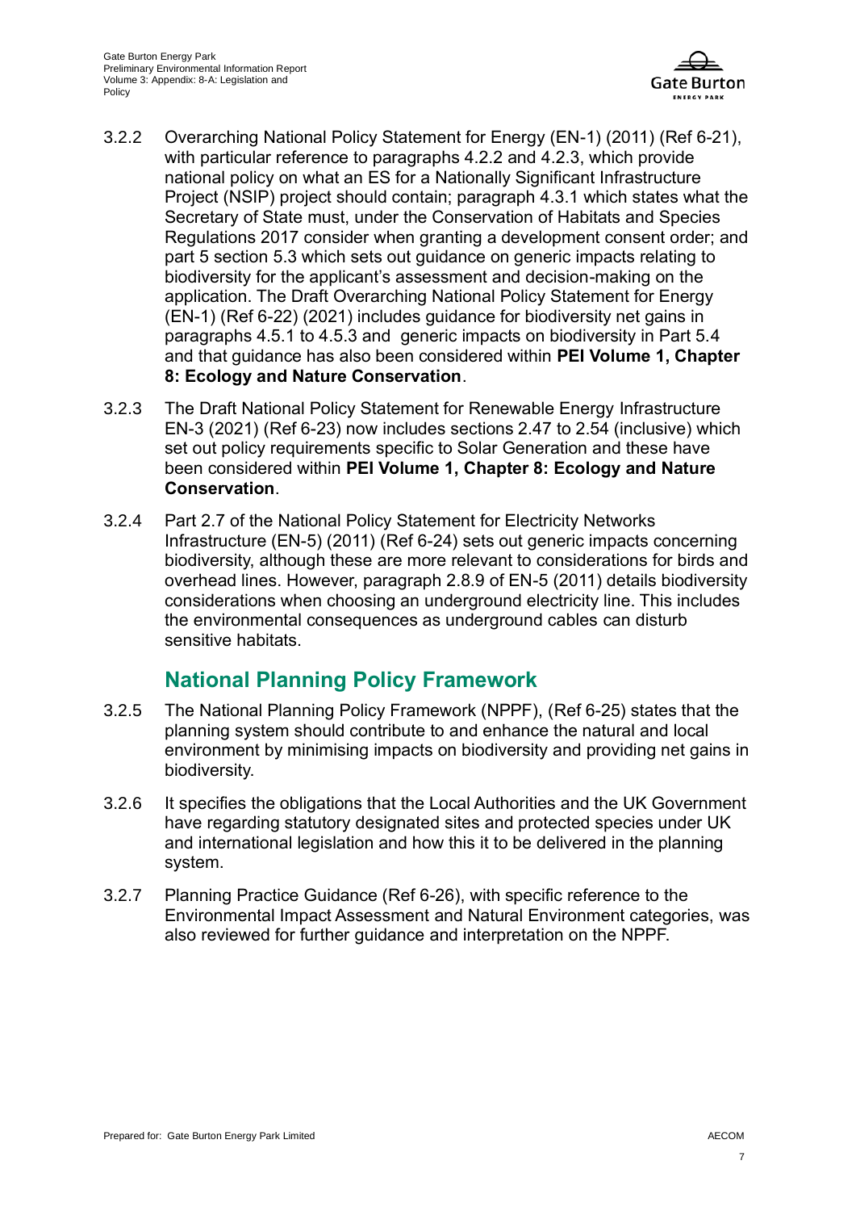3.2.2 Overarching National Policy Statement for Energy (EN-1) (2011) (Ref 6-21), with particular reference to paragraphs 4.2.2 and 4.2.3, which provide national policy on what an ES for a Nationally Significant Infrastructure Project (NSIP) project should contain; paragraph 4.3.1 which states what the Secretary of State must, under the Conservation of Habitats and Species Regulations 2017 consider when granting a development consent order; and part 5 section 5.3 which sets out guidance on generic impacts relating to biodiversity for the applicant's assessment and decision-making on the application. The Draft Overarching National Policy Statement for Energy (EN-1) (Ref 6-22) (2021) includes guidance for biodiversity net gains in paragraphs 4.5.1 to 4.5.3 and generic impacts on biodiversity in Part 5.4 and that guidance has also been considered within **PEI Volume 1, Chapter 8: Ecology and Nature Conservation**.

3.2.3 The Draft National Policy Statement for Renewable Energy Infrastructure EN-3 (2021) (Ref 6-23) now includes sections 2.47 to 2.54 (inclusive) which set out policy requirements specific to Solar Generation and these have been considered within **PEI Volume 1, Chapter 8: Ecology and Nature Conservation**.

3.2.4 Part 2.7 of the National Policy Statement for Electricity Networks Infrastructure (EN-5) (2011) (Ref 6-24) sets out generic impacts concerning biodiversity, although these are more relevant to considerations for birds and overhead lines. However, paragraph 2.8.9 of EN-5 (2011) details biodiversity considerations when choosing an underground electricity line. This includes the environmental consequences as underground cables can disturb sensitive habitats.

## National Planning Policy Framework

3.2.5 The National Planning Policy Framework (NPPF), (Ref 6-25) states that the planning system should contribute to and enhance the natural and local environment by minimising impacts on biodiversity and providing net gains in biodiversity.

3.2.6 It specifies the obligations that the Local Authorities and the UK Government have regarding statutory designated sites and protected species under UK and international legislation and how this it to be delivered in the planning system.

3.2.7 Planning Practice Guidance (Ref 6-26), with specific reference to the Environmental Impact Assessment and Natural Environment categories, was also reviewed for further guidance and interpretation on the NPPF.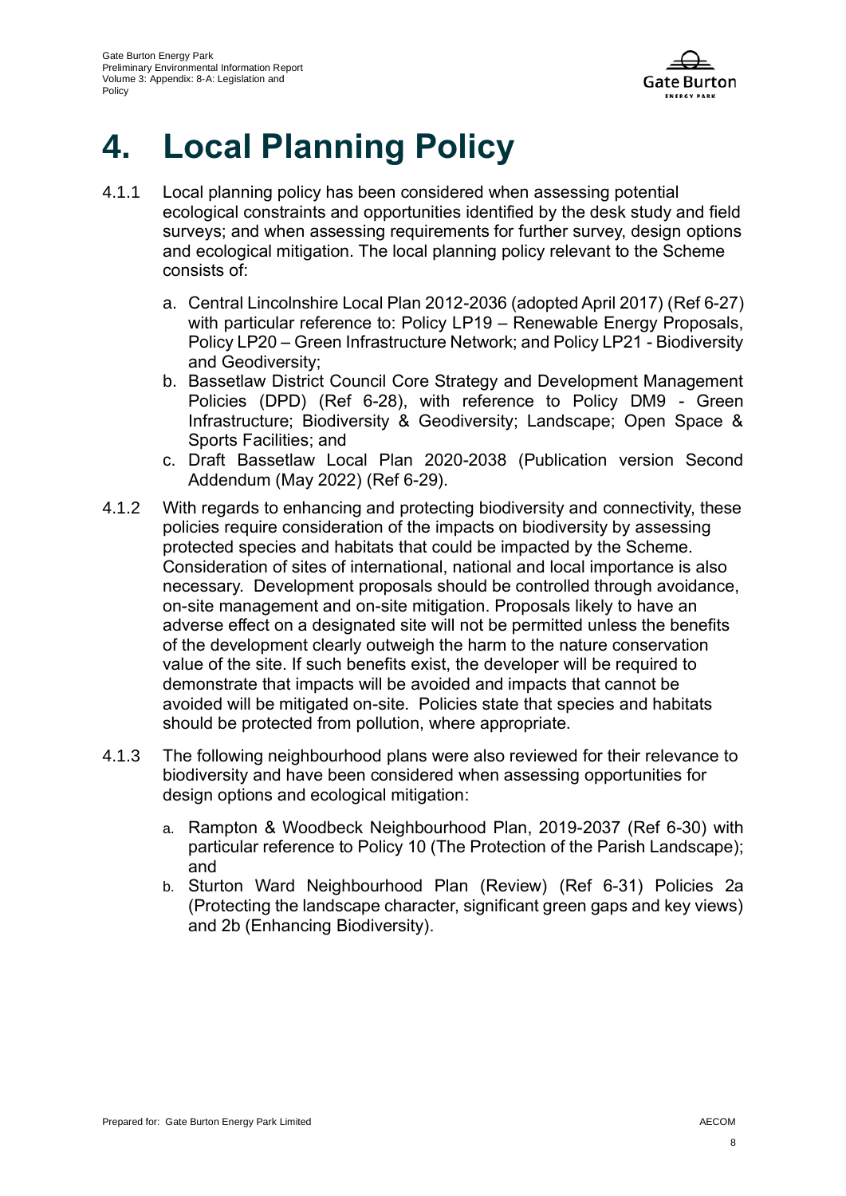# 4. Local Planning Policy

4.1.1 Local planning policy has been considered when assessing potential ecological constraints and opportunities identified by the desk study and field surveys; and when assessing requirements for further survey, design options and ecological mitigation. The local planning policy relevant to the Scheme consists of:

a. Central Lincolnshire Local Plan 2012-2036 (adopted April 2017) (Ref 6-27) with particular reference to: Policy LP19 – Renewable Energy Proposals, Policy LP20 – Green Infrastructure Network; and Policy LP21 - Biodiversity and Geodiversity;

b. Bassetlaw District Council Core Strategy and Development Management Policies (DPD) (Ref 6-28), with reference to Policy DM9 - Green Infrastructure; Biodiversity & Geodiversity; Landscape; Open Space & Sports Facilities; and

c. Draft Bassetlaw Local Plan 2020-2038 (Publication version Second Addendum (May 2022) (Ref 6-29).

4.1.2 With regards to enhancing and protecting biodiversity and connectivity, these policies require consideration of the impacts on biodiversity by assessing protected species and habitats that could be impacted by the Scheme. Consideration of sites of international, national and local importance is also necessary. Development proposals should be controlled through avoidance, on-site management and on-site mitigation. Proposals likely to have an adverse effect on a designated site will not be permitted unless the benefits of the development clearly outweigh the harm to the nature conservation value of the site. If such benefits exist, the developer will be required to demonstrate that impacts will be avoided and impacts that cannot be avoided will be mitigated on-site. Policies state that species and habitats should be protected from pollution, where appropriate.

4.1.3 The following neighbourhood plans were also reviewed for their relevance to biodiversity and have been considered when assessing opportunities for design options and ecological mitigation:

a. Rampton & Woodbeck Neighbourhood Plan, 2019-2037 (Ref 6-30) with particular reference to Policy 10 (The Protection of the Parish Landscape); and

b. Sturton Ward Neighbourhood Plan (Review) (Ref 6-31) Policies 2a (Protecting the landscape character, significant green gaps and key views) and 2b (Enhancing Biodiversity).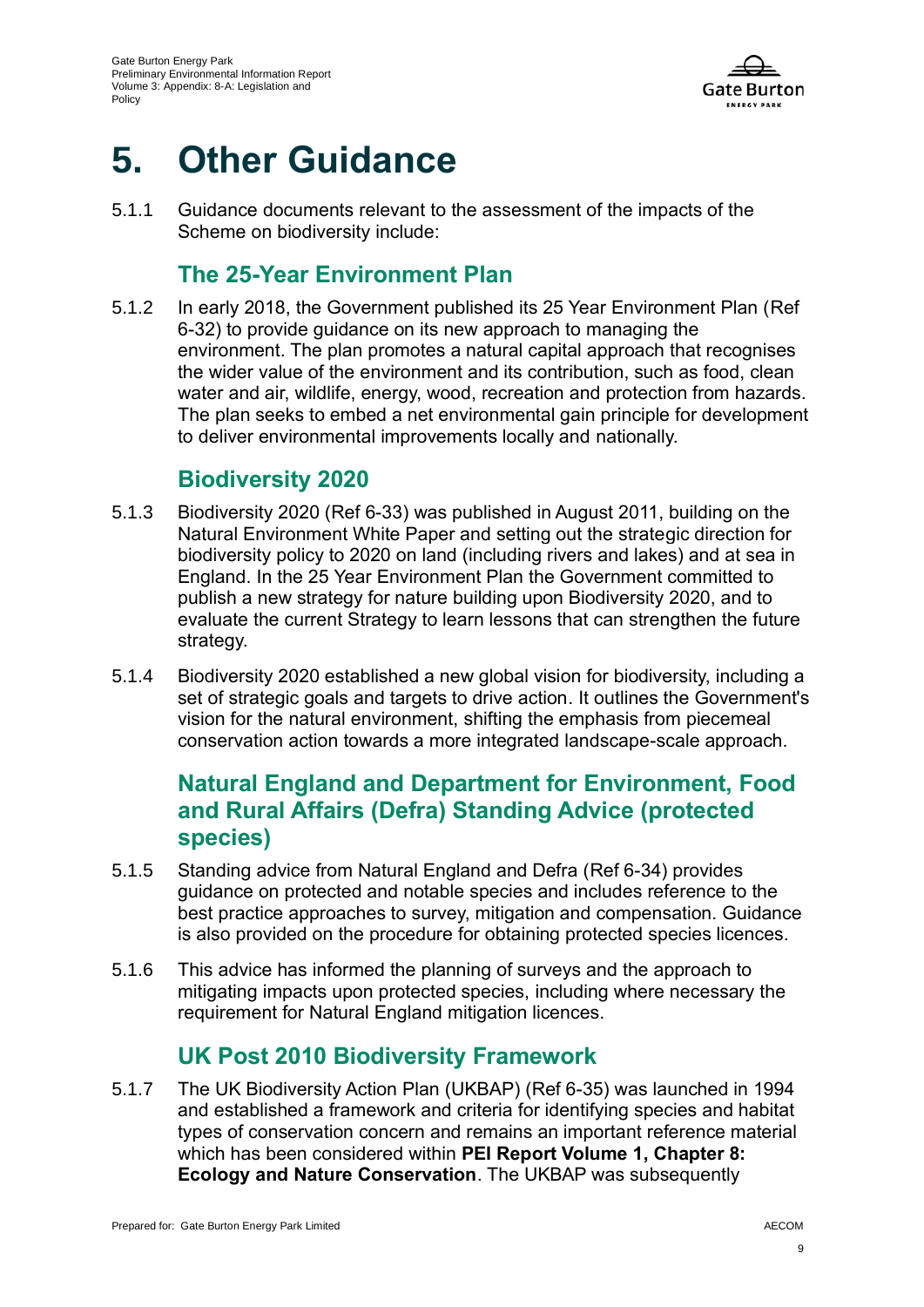# 5. Other Guidance

5.1.1 Guidance documents relevant to the assessment of the impacts of the Scheme on biodiversity include:

## The 25-Year Environment Plan

5.1.2 In early 2018, the Government published its 25 Year Environment Plan (Ref 6-32) to provide guidance on its new approach to managing the environment. The plan promotes a natural capital approach that recognises the wider value of the environment and its contribution, such as food, clean water and air, wildlife, energy, wood, recreation and protection from hazards. The plan seeks to embed a net environmental gain principle for development to deliver environmental improvements locally and nationally.

## Biodiversity 2020

5.1.3 Biodiversity 2020 (Ref 6-33) was published in August 2011, building on the Natural Environment White Paper and setting out the strategic direction for biodiversity policy to 2020 on land (including rivers and lakes) and at sea in England. In the 25 Year Environment Plan the Government committed to publish a new strategy for nature building upon Biodiversity 2020, and to evaluate the current Strategy to learn lessons that can strengthen the future strategy.

5.1.4 Biodiversity 2020 established a new global vision for biodiversity, including a set of strategic goals and targets to drive action. It outlines the Government's vision for the natural environment, shifting the emphasis from piecemeal conservation action towards a more integrated landscape-scale approach.

## Natural England and Department for Environment, Food and Rural Affairs (Defra) Standing Advice (protected species)

5.1.5 Standing advice from Natural England and Defra (Ref 6-34) provides guidance on protected and notable species and includes reference to the best practice approaches to survey, mitigation and compensation. Guidance is also provided on the procedure for obtaining protected species licences.

5.1.6 This advice has informed the planning of surveys and the approach to mitigating impacts upon protected species, including where necessary the requirement for Natural England mitigation licences.

## UK Post 2010 Biodiversity Framework

5.1.7 The UK Biodiversity Action Plan (UKBAP) (Ref 6-35) was launched in 1994 and established a framework and criteria for identifying species and habitat types of conservation concern and remains an important reference material which has been considered within **PEI Report Volume 1, Chapter 8: Ecology and Nature Conservation**. The UKBAP was subsequently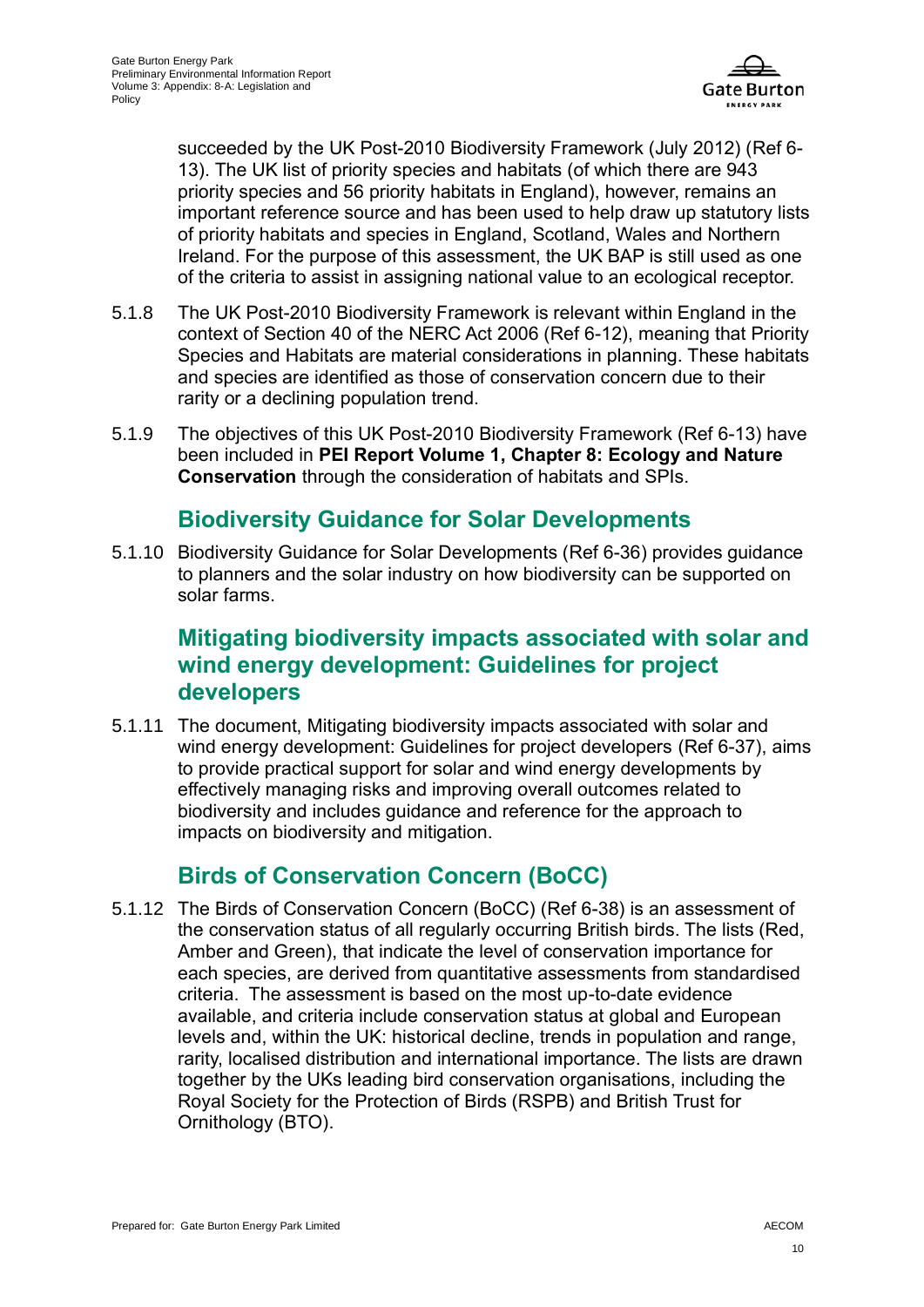succeeded by the UK Post-2010 Biodiversity Framework (July 2012) (Ref 6-13). The UK list of priority species and habitats (of which there are 943 priority species and 56 priority habitats in England), however, remains an important reference source and has been used to help draw up statutory lists of priority habitats and species in England, Scotland, Wales and Northern Ireland. For the purpose of this assessment, the UK BAP is still used as one of the criteria to assist in assigning national value to an ecological receptor.

5.1.8 The UK Post-2010 Biodiversity Framework is relevant within England in the context of Section 40 of the NERC Act 2006 (Ref 6-12), meaning that Priority Species and Habitats are material considerations in planning. These habitats and species are identified as those of conservation concern due to their rarity or a declining population trend.

5.1.9 The objectives of this UK Post-2010 Biodiversity Framework (Ref 6-13) have been included in **PEI Report Volume 1, Chapter 8: Ecology and Nature Conservation** through the consideration of habitats and SPIs.

## Biodiversity Guidance for Solar Developments

5.1.10 Biodiversity Guidance for Solar Developments (Ref 6-36) provides guidance to planners and the solar industry on how biodiversity can be supported on solar farms.

## Mitigating biodiversity impacts associated with solar and wind energy development: Guidelines for project developers

5.1.11 The document, Mitigating biodiversity impacts associated with solar and wind energy development: Guidelines for project developers (Ref 6-37), aims to provide practical support for solar and wind energy developments by effectively managing risks and improving overall outcomes related to biodiversity and includes guidance and reference for the approach to impacts on biodiversity and mitigation.

## Birds of Conservation Concern (BoCC)

5.1.12 The Birds of Conservation Concern (BoCC) (Ref 6-38) is an assessment of the conservation status of all regularly occurring British birds. The lists (Red, Amber and Green), that indicate the level of conservation importance for each species, are derived from quantitative assessments from standardised criteria. The assessment is based on the most up-to-date evidence available, and criteria include conservation status at global and European levels and, within the UK: historical decline, trends in population and range, rarity, localised distribution and international importance. The lists are drawn together by the UKs leading bird conservation organisations, including the Royal Society for the Protection of Birds (RSPB) and British Trust for Ornithology (BTO).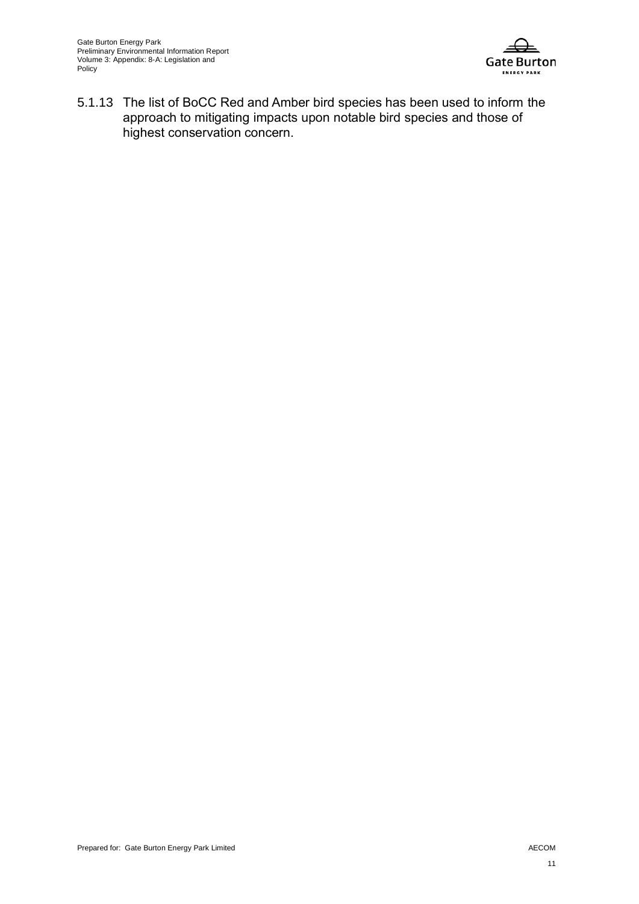5.1.13 The list of BoCC Red and Amber bird species has been used to inform the approach to mitigating impacts upon notable bird species and those of highest conservation concern.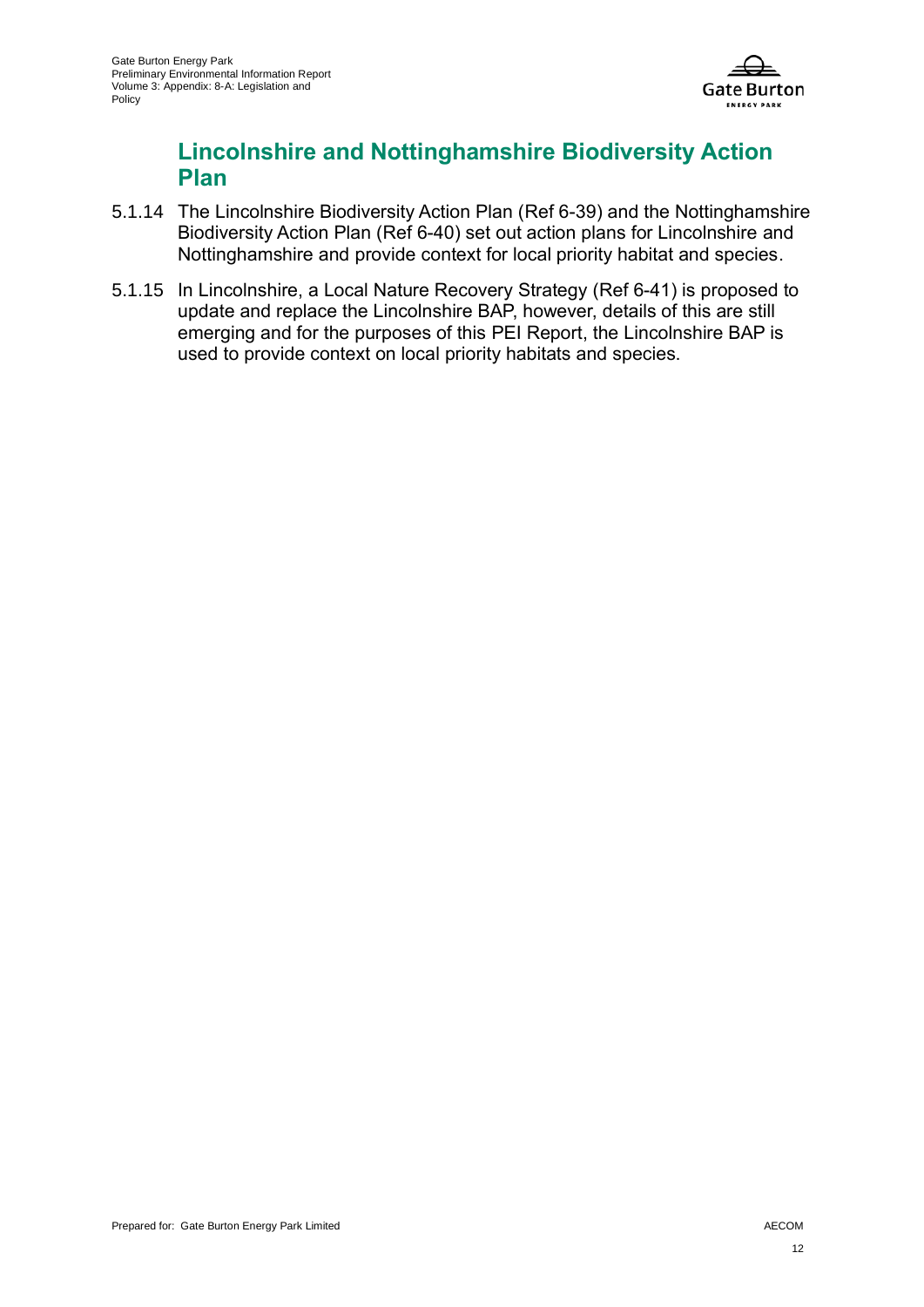## Lincolnshire and Nottinghamshire Biodiversity Action Plan

5.1.14 The Lincolnshire Biodiversity Action Plan (Ref 6-39) and the Nottinghamshire Biodiversity Action Plan (Ref 6-40) set out action plans for Lincolnshire and Nottinghamshire and provide context for local priority habitat and species.

5.1.15 In Lincolnshire, a Local Nature Recovery Strategy (Ref 6-41) is proposed to update and replace the Lincolnshire BAP, however, details of this are still emerging and for the purposes of this PEI Report, the Lincolnshire BAP is used to provide context on local priority habitats and species.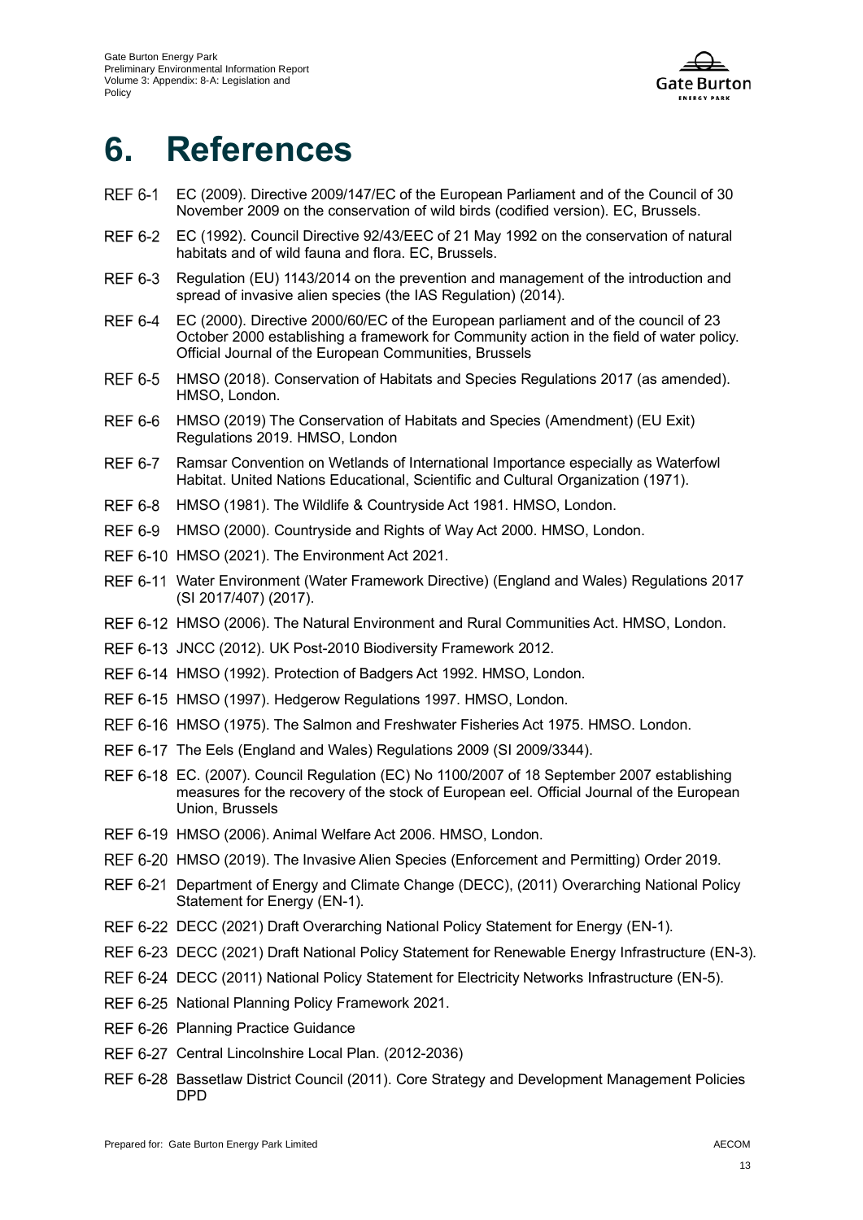# 6. References

REF 6-1 EC (2009). Directive 2009/147/EC of the European Parliament and of the Council of 30 November 2009 on the conservation of wild birds (codified version). EC, Brussels.

REF 6-2 EC (1992). Council Directive 92/43/EEC of 21 May 1992 on the conservation of natural habitats and of wild fauna and flora. EC, Brussels.

REF 6-3 Regulation (EU) 1143/2014 on the prevention and management of the introduction and spread of invasive alien species (the IAS Regulation) (2014).

REF 6-4 EC (2000). Directive 2000/60/EC of the European parliament and of the council of 23 October 2000 establishing a framework for Community action in the field of water policy. Official Journal of the European Communities, Brussels

REF 6-5 HMSO (2018). Conservation of Habitats and Species Regulations 2017 (as amended). HMSO, London.

REF 6-6 HMSO (2019) The Conservation of Habitats and Species (Amendment) (EU Exit) Regulations 2019. HMSO, London

REF 6-7 Ramsar Convention on Wetlands of International Importance especially as Waterfowl Habitat. United Nations Educational, Scientific and Cultural Organization (1971).

REF 6-8 HMSO (1981). The Wildlife & Countryside Act 1981. HMSO, London.

REF 6-9 HMSO (2000). Countryside and Rights of Way Act 2000. HMSO, London.

REF 6-10 HMSO (2021). The Environment Act 2021.

REF 6-11 Water Environment (Water Framework Directive) (England and Wales) Regulations 2017 (SI 2017/407) (2017).

REF 6-12 HMSO (2006). The Natural Environment and Rural Communities Act. HMSO, London.

REF 6-13 JNCC (2012). UK Post-2010 Biodiversity Framework 2012.

REF 6-14 HMSO (1992). Protection of Badgers Act 1992. HMSO, London.

REF 6-15 HMSO (1997). Hedgerow Regulations 1997. HMSO, London.

REF 6-16 HMSO (1975). The Salmon and Freshwater Fisheries Act 1975. HMSO. London.

REF 6-17 The Eels (England and Wales) Regulations 2009 (SI 2009/3344).

REF 6-18 EC. (2007). Council Regulation (EC) No 1100/2007 of 18 September 2007 establishing measures for the recovery of the stock of European eel. Official Journal of the European Union, Brussels

REF 6-19 HMSO (2006). Animal Welfare Act 2006. HMSO, London.

REF 6-20 HMSO (2019). The Invasive Alien Species (Enforcement and Permitting) Order 2019.

REF 6-21 Department of Energy and Climate Change (DECC), (2011) Overarching National Policy Statement for Energy (EN-1).

REF 6-22 DECC (2021) Draft Overarching National Policy Statement for Energy (EN-1).

REF 6-23 DECC (2021) Draft National Policy Statement for Renewable Energy Infrastructure (EN-3).

REF 6-24 DECC (2011) National Policy Statement for Electricity Networks Infrastructure (EN-5).

REF 6-25 National Planning Policy Framework 2021.

REF 6-26 Planning Practice Guidance

REF 6-27 Central Lincolnshire Local Plan. (2012-2036)

REF 6-28 Bassetlaw District Council (2011). Core Strategy and Development Management Policies DPD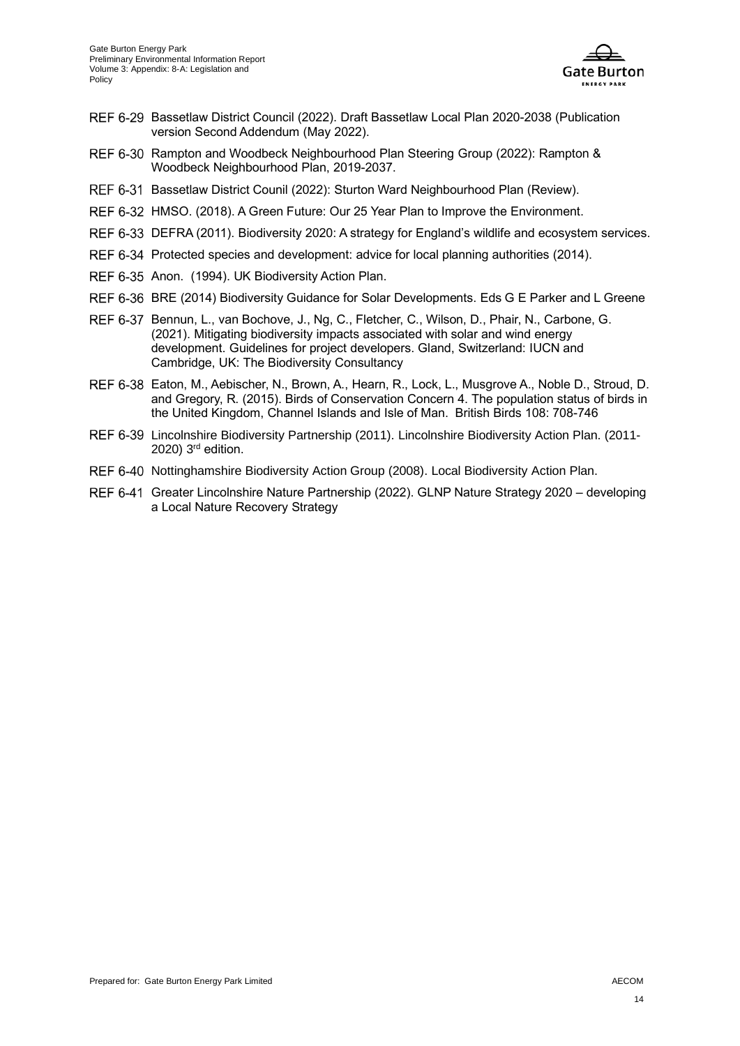REF 6-29 Bassetlaw District Council (2022). Draft Bassetlaw Local Plan 2020-2038 (Publication version Second Addendum (May 2022).

REF 6-30 Rampton and Woodbeck Neighbourhood Plan Steering Group (2022): Rampton & Woodbeck Neighbourhood Plan, 2019-2037.

REF 6-31 Bassetlaw District Counil (2022): Sturton Ward Neighbourhood Plan (Review).

REF 6-32 HMSO. (2018). A Green Future: Our 25 Year Plan to Improve the Environment.

REF 6-33 DEFRA (2011). Biodiversity 2020: A strategy for England's wildlife and ecosystem services.

REF 6-34 Protected species and development: advice for local planning authorities (2014).

REF 6-35 Anon. (1994). UK Biodiversity Action Plan.

REF 6-36 BRE (2014) Biodiversity Guidance for Solar Developments. Eds G E Parker and L Greene

REF 6-37 Bennun, L., van Bochove, J., Ng, C., Fletcher, C., Wilson, D., Phair, N., Carbone, G. (2021). Mitigating biodiversity impacts associated with solar and wind energy development. Guidelines for project developers. Gland, Switzerland: IUCN and Cambridge, UK: The Biodiversity Consultancy

REF 6-38 Eaton, M., Aebischer, N., Brown, A., Hearn, R., Lock, L., Musgrove A., Noble D., Stroud, D. and Gregory, R. (2015). Birds of Conservation Concern 4. The population status of birds in the United Kingdom, Channel Islands and Isle of Man. British Birds 108: 708-746

REF 6-39 Lincolnshire Biodiversity Partnership (2011). Lincolnshire Biodiversity Action Plan. (2011-2020) 3rd edition.

REF 6-40 Nottinghamshire Biodiversity Action Group (2008). Local Biodiversity Action Plan.

REF 6-41 Greater Lincolnshire Nature Partnership (2022). GLNP Nature Strategy 2020 – developing a Local Nature Recovery Strategy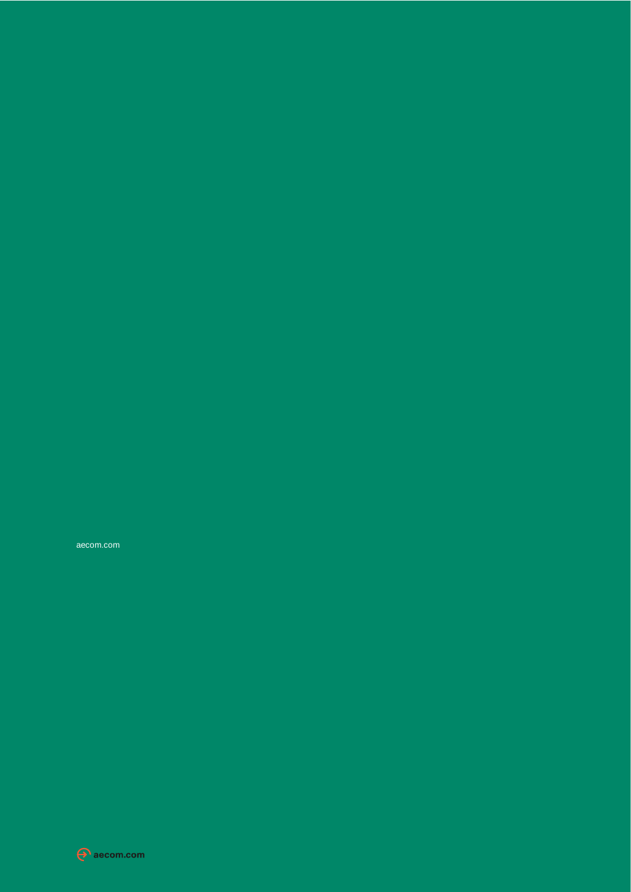aecom.com

aecom.com